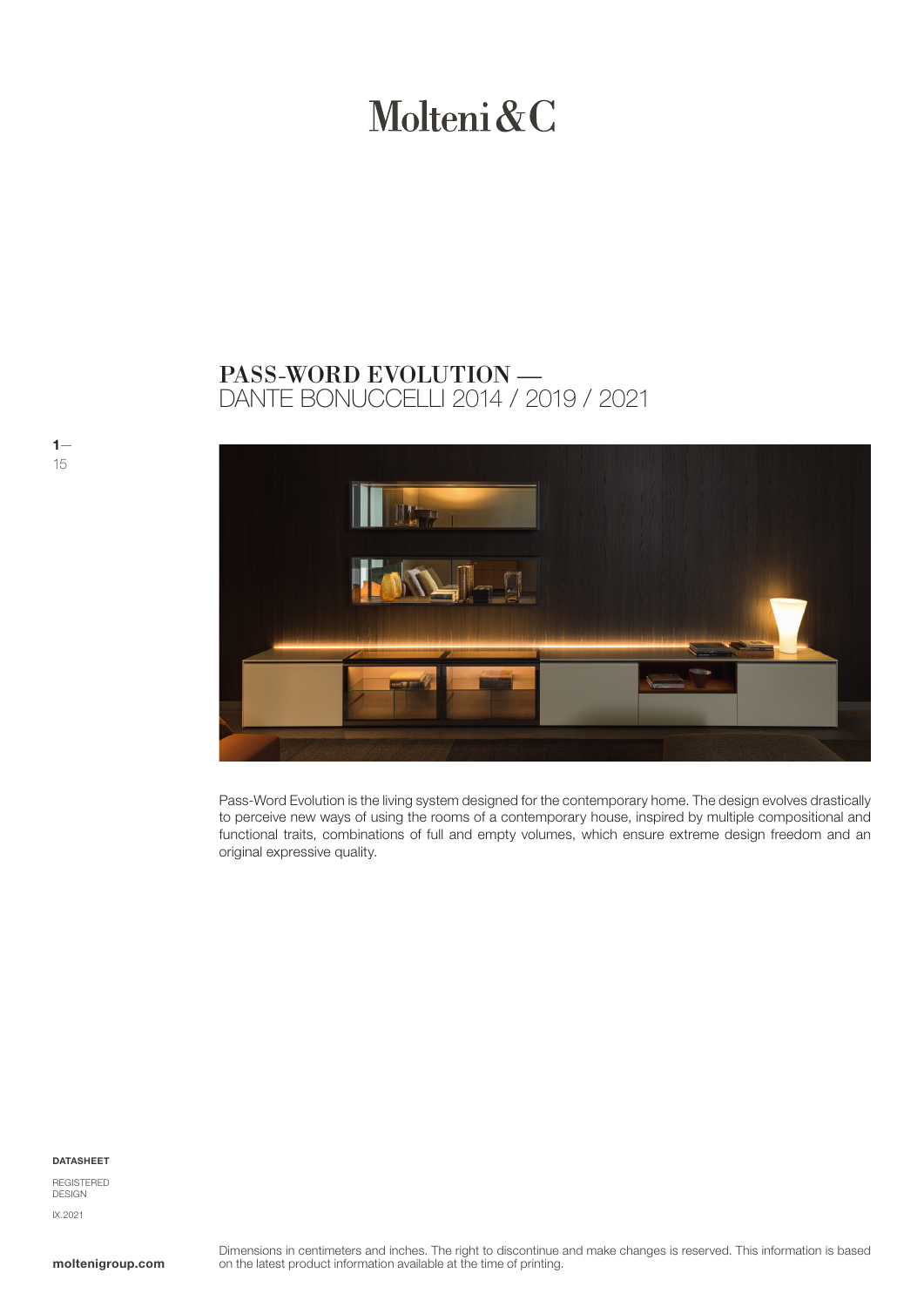# Molteni&C

## PASS-WORD EVOLUTION —
DANTE BONUCCELLI 2014 / 2019 / 2021

Pass-Word Evolution is the living system designed for the contemporary home. The design evolves drastically to perceive new ways of using the rooms of a contemporary house, inspired by multiple compositional and functional traits, combinations of full and empty volumes, which ensure extreme design freedom and an original expressive quality.

**DATASHEET**

REGISTERED DESIGN

IX.2021

**moltenigroup.com**

Dimensions in centimeters and inches. The right to discontinue and make changes is reserved. This information is based on the latest product information available at the time of printing.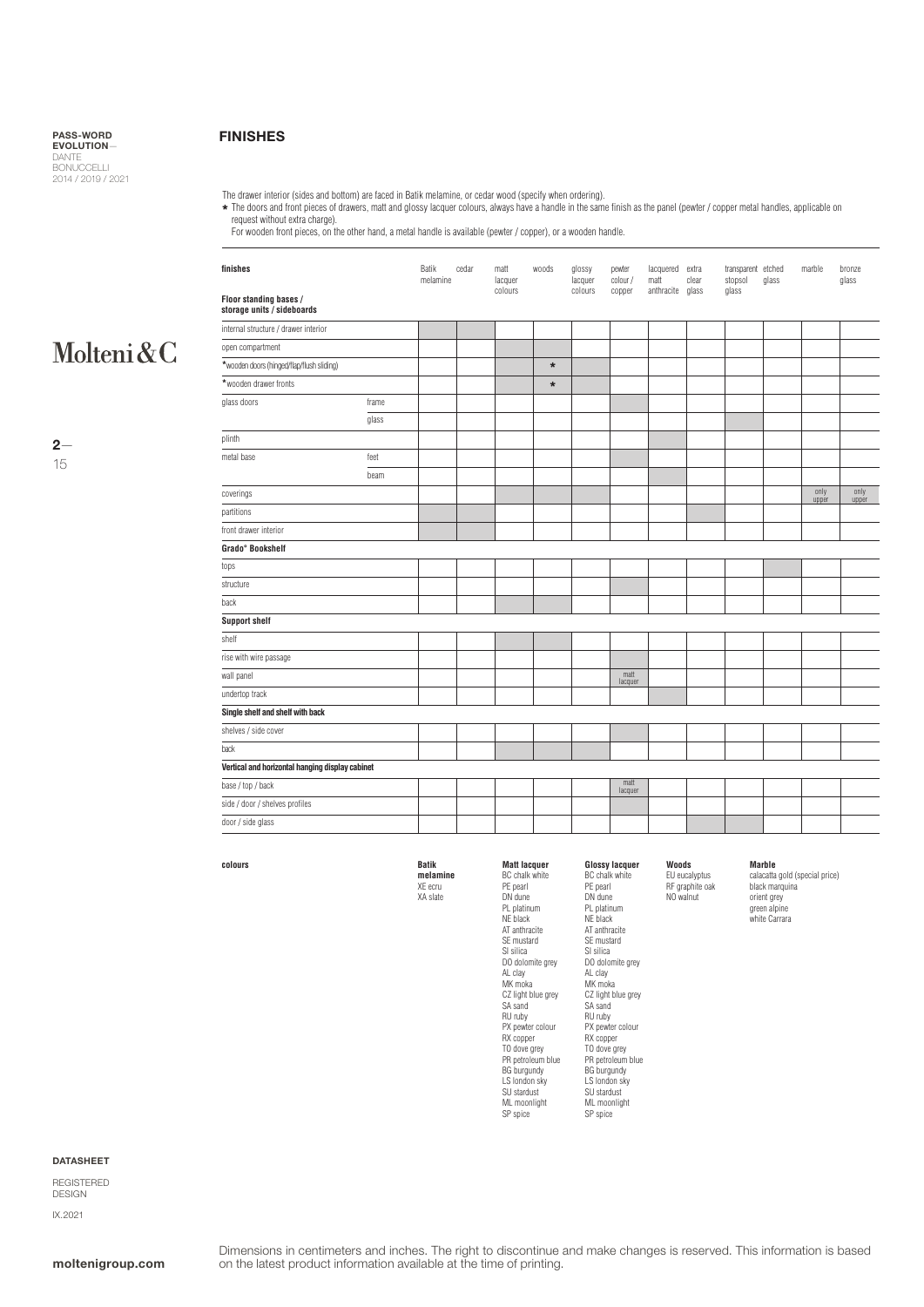# FINISHES

The drawer interior (sides and bottom) are faced in Batik melamine, or cedar wood (specify when ordering).

\* The doors and front pieces of drawers, matt and glossy lacquer colours, always have a handle in the same finish as the panel (pewter / copper metal handles, applicable on request without extra charge).

For wooden front pieces, on the other hand, a metal handle is available (pewter / copper), or a wooden handle.

(■ = shaded cell)

| finishes | | Batik melamine | cedar | matt lacquer colours | woods | glossy lacquer colours | pewter colour / copper | lacquered matt anthracite | extra clear glass | transparent stopsol glass | etched glass | marble | bronze glass |
|---|---|---|---|---|---|---|---|---|---|---|---|---|---|
| **Floor standing bases / storage units / sideboards** | | | | | | | | | | | | | |
| internal structure / drawer interior | | ■ | ■ | | | | | | | | | | |
| open compartment | | | | ■ | ■ | | | | | | | | |
| *wooden doors (hinged/flap/flush sliding) | | | | ■ | ■ * | ■ | | | | | | | |
| *wooden drawer fronts | | | | ■ | ■ * | ■ | | | | | | | |
| glass doors | frame | | | | | | ■ | | | | | | |
| | glass | | | | | | | | | ■ | | | |
| plinth | | | | | | | | ■ | | | | | |
| metal base | feet | | | | | | ■ | | | | | | |
| | beam | | | | | | | ■ | | | | | |
| coverings | | | | ■ | ■ | ■ | | | | | | only upper | only upper |
| partitions | | ■ | ■ | | | | | | ■ | | | | |
| front drawer interior | | ■ | ■ | | | | | | | | | | |
| **Grado° Bookshelf** | | | | | | | | | | | | | |
| tops | | | | | | | | | | | ■ | | |
| structure | | | | | | | ■ | | | | | | |
| back | | | | ■ | ■ | | | | | | | | |
| **Support shelf** | | | | | | | | | | | | | |
| shelf | | | | ■ | ■ | | | | | | | | |
| rise with wire passage | | | | | | | ■ | | | | | | |
| wall panel | | | | | | | matt lacquer | | | | | | |
| undertop track | | | | | | | | ■ | | | | | |
| **Single shelf and shelf with back** | | | | | | | | | | | | | |
| shelves / side cover | | | | | | | ■ | | | | | | |
| back | | | | ■ | ■ | ■ | | | | | | | |
| **Vertical and horizontal hanging display cabinet** | | | | | | | | | | | | | |
| base / top / back | | | | | | | matt lacquer | | | | | | |
| side / door / shelves profiles | | | | | | | ■ | | | | | | |
| door / side glass | | | | | | | | | ■ | ■ | | | |

**colours**

**Batik melamine**
XE ecru
XA slate

**Matt lacquer**
BC chalk white
PE pearl
DN dune
PL platinum
NE black
AT anthracite
SE mustard
SI silica
DO dolomite grey
AL clay
MK moka
CZ light blue grey
SA sand
RU ruby
PX pewter colour
RX copper
TO dove grey
PR petroleum blue
BG burgundy
LS london sky
SU stardust
ML moonlight
SP spice

**Glossy lacquer**
BC chalk white
PE pearl
DN dune
PL platinum
NE black
AT anthracite
SE mustard
SI silica
DO dolomite grey
AL clay
MK moka
CZ light blue grey
SA sand
RU ruby
PX pewter colour
RX copper
TO dove grey
PR petroleum blue
BG burgundy
LS london sky
SU stardust
ML moonlight
SP spice

**Woods**
EU eucalyptus
RF graphite oak
NO walnut

**Marble**
calacatta gold (special price)
black marquina
orient grey
green alpine
white Carrara

Dimensions in centimeters and inches. The right to discontinue and make changes is reserved. This information is based on the latest product information available at the time of printing.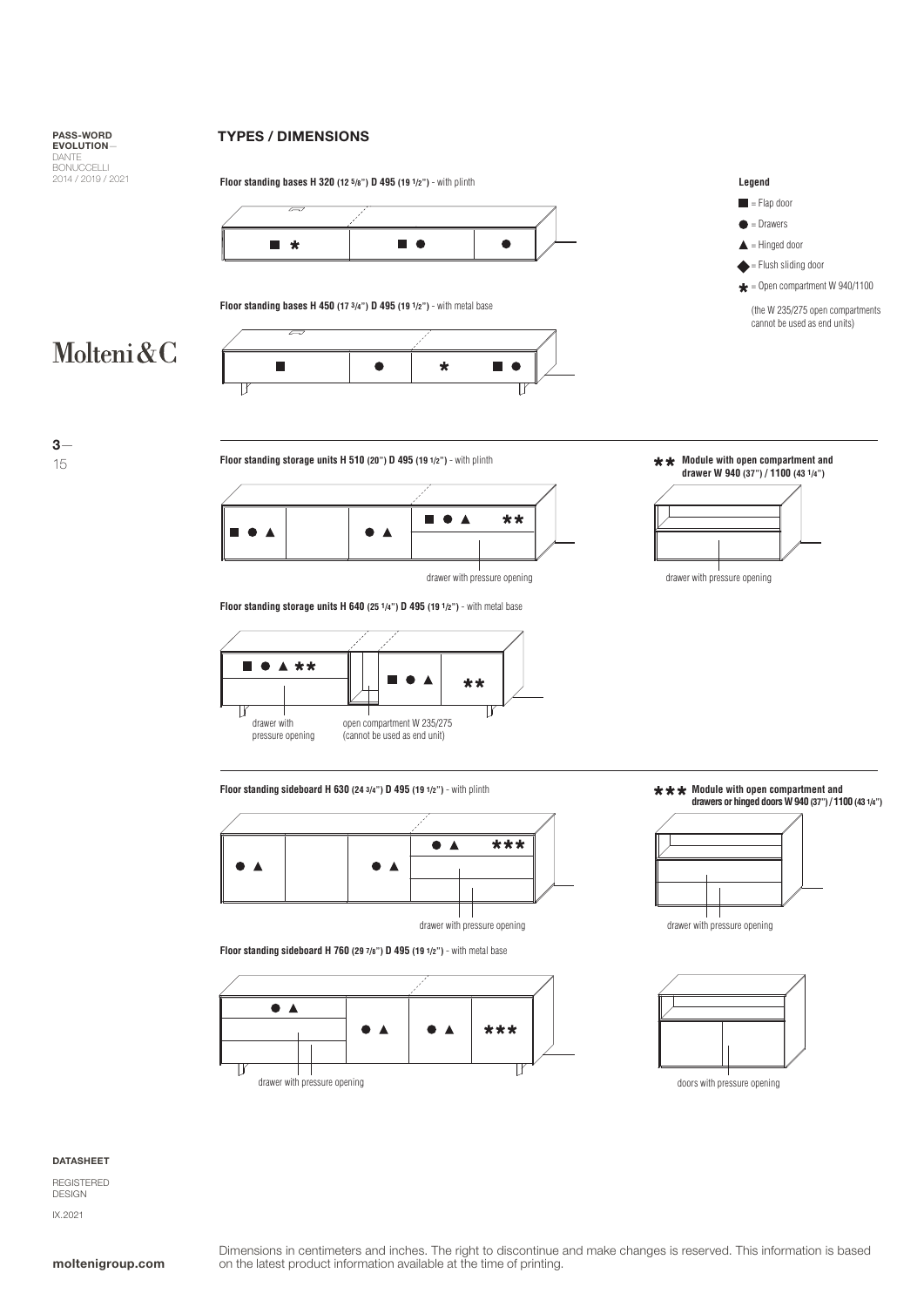PASS-WORD EVOLUTION— DANTE BONUCCELLI 2014 / 2019 / 2021

## TYPES / DIMENSIONS

**Floor standing bases H 320 (12 5/8") D 495 (19 1/2")** - with plinth

■ * | ■ ● | ●

**Floor standing bases H 450 (17 3/4") D 495 (19 1/2")** - with metal base

■ | ● | * | ■ ●

**Legend**

- ■ = Flap door
- ● = Drawers
- ▲ = Hinged door
- ◆ = Flush sliding door
- * = Open compartment W 940/1100

(the W 235/275 open compartments cannot be used as end units)

---

**Floor standing storage units H 510 (20") D 495 (19 1/2")** - with plinth

■ ● ▲ | | ● ▲ | ■ ● ▲ **

drawer with pressure opening

**\*\* Module with open compartment and drawer W 940 (37") / 1100 (43 1/4")**

drawer with pressure opening

**Floor standing storage units H 640 (25 1/4") D 495 (19 1/2")** - with metal base

■ ● ▲ ** | | ■ ● ▲ | **

drawer with pressure opening

open compartment W 235/275 (cannot be used as end unit)

---

**Floor standing sideboard H 630 (24 3/4") D 495 (19 1/2")** - with plinth

● ▲ | | ● ▲ | ● ▲ ***

drawer with pressure opening

**\*\*\* Module with open compartment and drawers or hinged doors W 940 (37") / 1100 (43 1/4")**

drawer with pressure opening

**Floor standing sideboard H 760 (29 7/8") D 495 (19 1/2")** - with metal base

● ▲ | ● ▲ | ● ▲ | ***

drawer with pressure opening

doors with pressure opening

**DATASHEET**

REGISTERED DESIGN

IX.2021

Dimensions in centimeters and inches. The right to discontinue and make changes is reserved. This information is based on the latest product information available at the time of printing.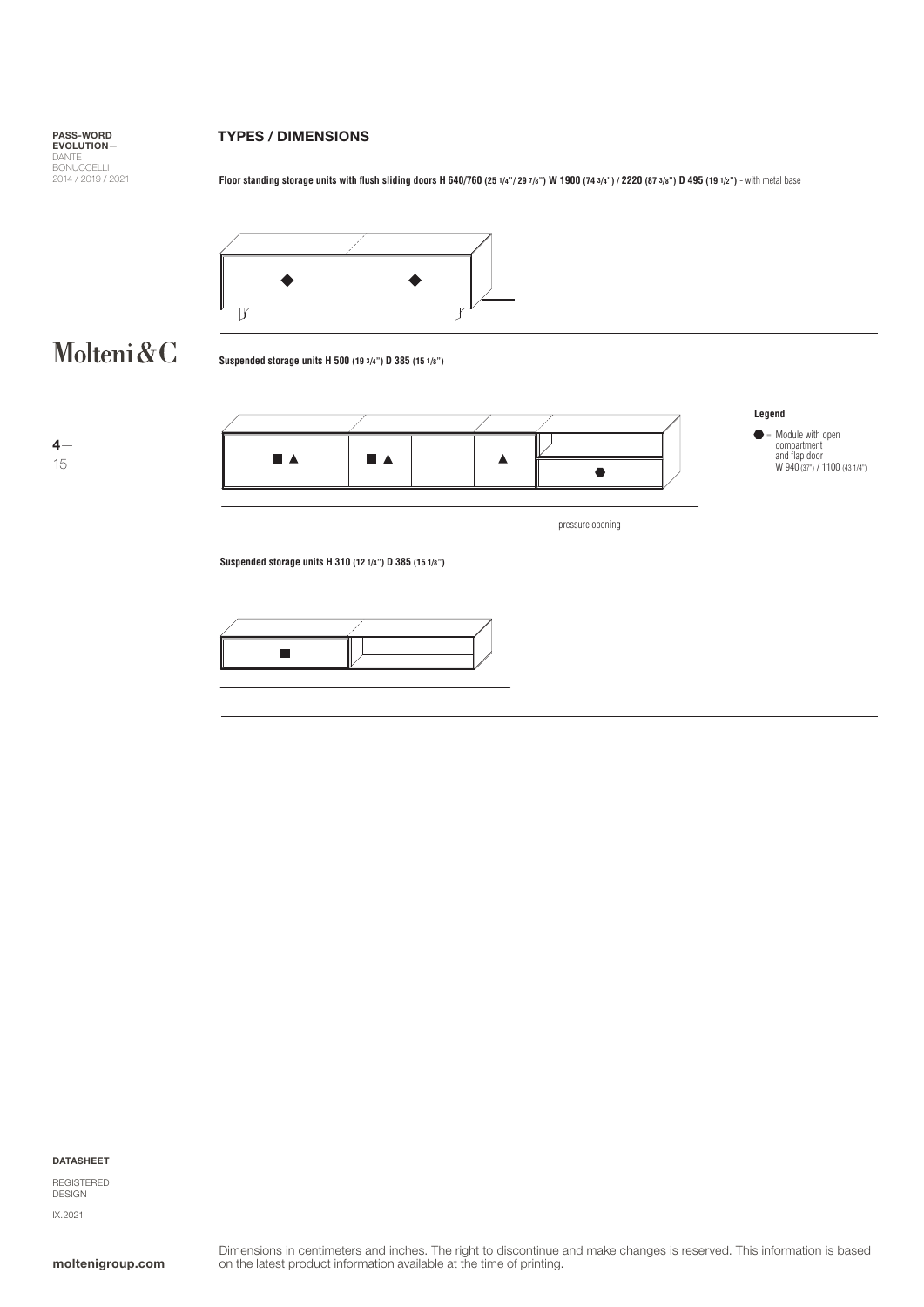## TYPES / DIMENSIONS

**Floor standing storage units with flush sliding doors H 640/760 (25 1/4"/ 29 7/8") W 1900 (74 3/4") / 2220 (87 3/8") D 495 (19 1/2")** - with metal base

**Suspended storage units H 500 (19 3/4") D 385 (15 1/8")**

pressure opening

**Legend**

⬣ = Module with open compartment and flap door W 940 (37") / 1100 (43 1/4")

**Suspended storage units H 310 (12 1/4") D 385 (15 1/8")**

Dimensions in centimeters and inches. The right to discontinue and make changes is reserved. This information is based on the latest product information available at the time of printing.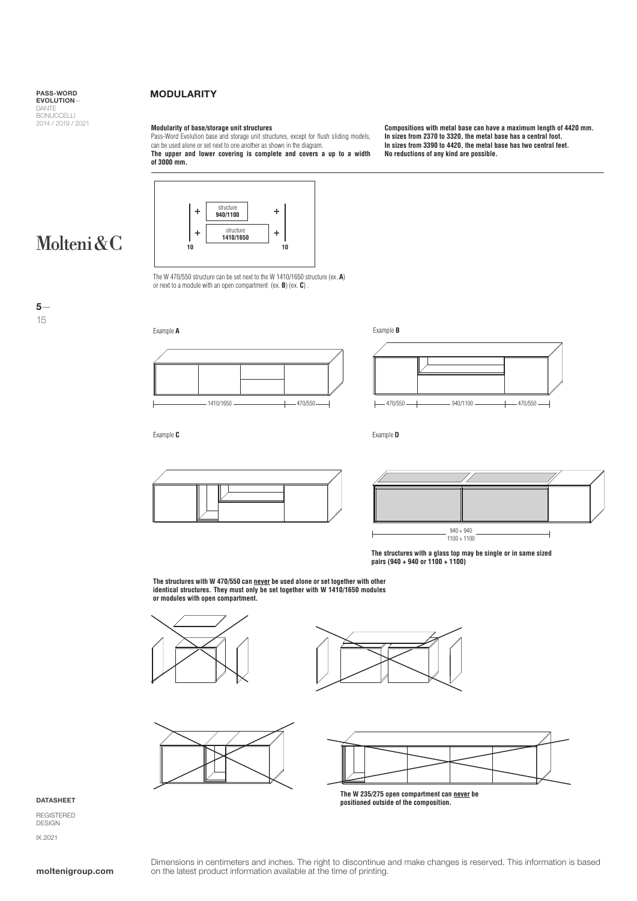## MODULARITY

**Modularity of base/storage unit structures**

Pass-Word Evolution base and storage unit structures, except for flush sliding models, can be used alone or set next to one another as shown in the diagram.

**The upper and lower covering is complete and covers a up to a width of 3000 mm.**

**Compositions with metal base can have a maximum length of 4420 mm.**
**In sizes from 2370 to 3320, the metal base has a central foot.**
**In sizes from 3390 to 4420, the metal base has two central feet.**
**No reductions of any kind are possible.**

structure **940/1100**

structure **1410/1650**

**10** **10**

The W 470/550 structure can be set next to the W 1410/1650 structure (ex. **A**) or next to a module with an open compartment (ex. **B**) (ex. **C**) .

Example **A**

1410/1650 470/550

Example **B**

470/550 940/1100 470/550

Example **C**

Example **D**

940 + 940
1100 + 1100

**The structures with a glass top may be single or in same sized pairs (940 + 940 or 1100 + 1100)**

**The structures with W 470/550 can never be used alone or set together with other identical structures. They must only be set together with W 1410/1650 modules or modules with open compartment.**

**The W 235/275 open compartment can never be positioned outside of the composition.**

**DATASHEET**

REGISTERED DESIGN

IX.2021

Dimensions in centimeters and inches. The right to discontinue and make changes is reserved. This information is based on the latest product information available at the time of printing.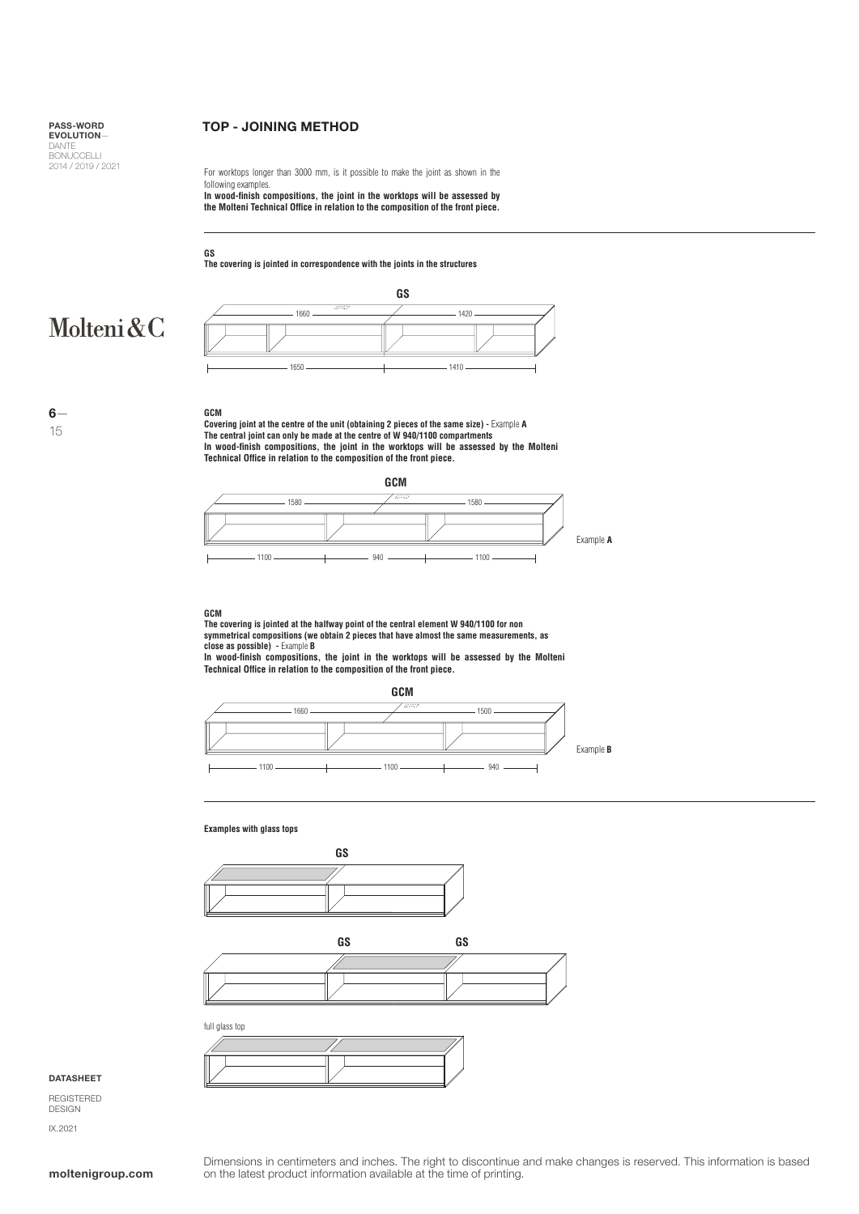## TOP - JOINING METHOD

For worktops longer than 3000 mm, is it possible to make the joint as shown in the following examples.
**In wood-finish compositions, the joint in the worktops will be assessed by the Molteni Technical Office in relation to the composition of the front piece.**

**GS**
**The covering is jointed in correspondence with the joints in the structures**

GS

1660 — 1420

1650 — 1410

**GCM**
**Covering joint at the centre of the unit (obtaining 2 pieces of the same size) -** Example **A**
**The central joint can only be made at the centre of W 940/1100 compartments**
**In wood-finish compositions, the joint in the worktops will be assessed by the Molteni Technical Office in relation to the composition of the front piece.**

GCM

1580 — 1580

1100 — 940 — 1100

Example **A**

**GCM**
**The covering is jointed at the halfway point of the central element W 940/1100 for non symmetrical compositions (we obtain 2 pieces that have almost the same measurements, as close as possible) -** Example **B**
**In wood-finish compositions, the joint in the worktops will be assessed by the Molteni Technical Office in relation to the composition of the front piece.**

GCM

1660 — 1500

1100 — 1100 — 940

Example **B**

**Examples with glass tops**

GS

GS GS

full glass top

Dimensions in centimeters and inches. The right to discontinue and make changes is reserved. This information is based on the latest product information available at the time of printing.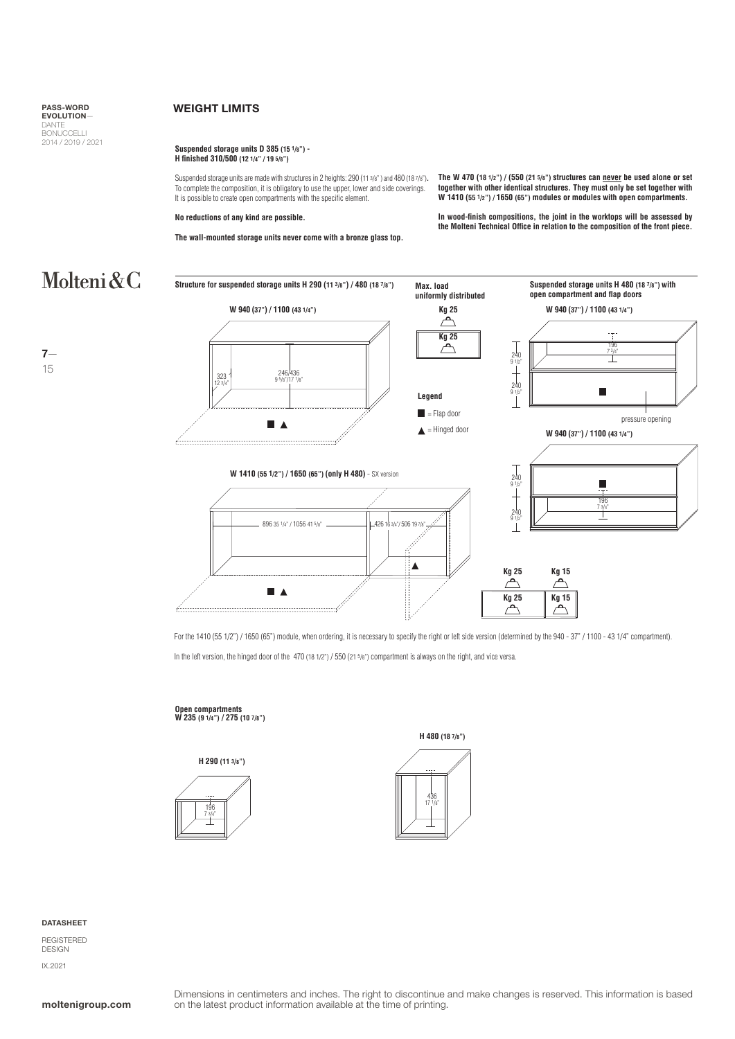## WEIGHT LIMITS

**Suspended storage units D 385 (15 1/8") - H finished 310/500 (12 1/4" / 19 5/8")**

Suspended storage units are made with structures in 2 heights: 290 (11 3/8") and 480 (18 7/8"). To complete the composition, it is obligatory to use the upper, lower and side coverings. It is possible to create open compartments with the specific element.

**No reductions of any kind are possible.**

**The wall-mounted storage units never come with a bronze glass top.**

**The W 470 (18 1/2") / (550 (21 5/8") structures can never be used alone or set together with other identical structures. They must only be set together with W 1410 (55 1/2") / 1650 (65") modules or modules with open compartments.**

**In wood-finish compositions, the joint in the worktops will be assessed by the Molteni Technical Office in relation to the composition of the front piece.**

**Structure for suspended storage units H 290 (11 3/8") / 480 (18 7/8")**

**W 940 (37") / 1100 (43 1/4")**

323 12 3/4"

246/436 9 5/8"/17 1/8"

**Max. load uniformly distributed**

Kg 25

Kg 25

**Legend**

■ = Flap door

▲ = Hinged door

**Suspended storage units H 480 (18 7/8") with open compartment and flap doors**

**W 940 (37") / 1100 (43 1/4")**

196 7 3/4"

240 9 1/2"

240 9 1/2"

pressure opening

**W 940 (37") / 1100 (43 1/4")**

240 9 1/2"

196 7 3/4"

240 9 1/2"

**W 1410 (55 1/2") / 1650 (65") (only H 480)** - SX version

896 35 1/4" / 1056 41 5/8"

426 16 3/4" / 506 19 7/8"

Kg 25 | Kg 15

Kg 25 | Kg 15

For the 1410 (55 1/2") / 1650 (65") module, when ordering, it is necessary to specify the right or left side version (determined by the 940 - 37" / 1100 - 43 1/4" compartment).

In the left version, the hinged door of the 470 (18 1/2") / 550 (21 5/8") compartment is always on the right, and vice versa.

**Open compartments W 235 (9 1/4") / 275 (10 7/8")**

**H 290 (11 3/8")**

196 7 3/4"

**H 480 (18 7/8")**

436 17 1/8"

Dimensions in centimeters and inches. The right to discontinue and make changes is reserved. This information is based on the latest product information available at the time of printing.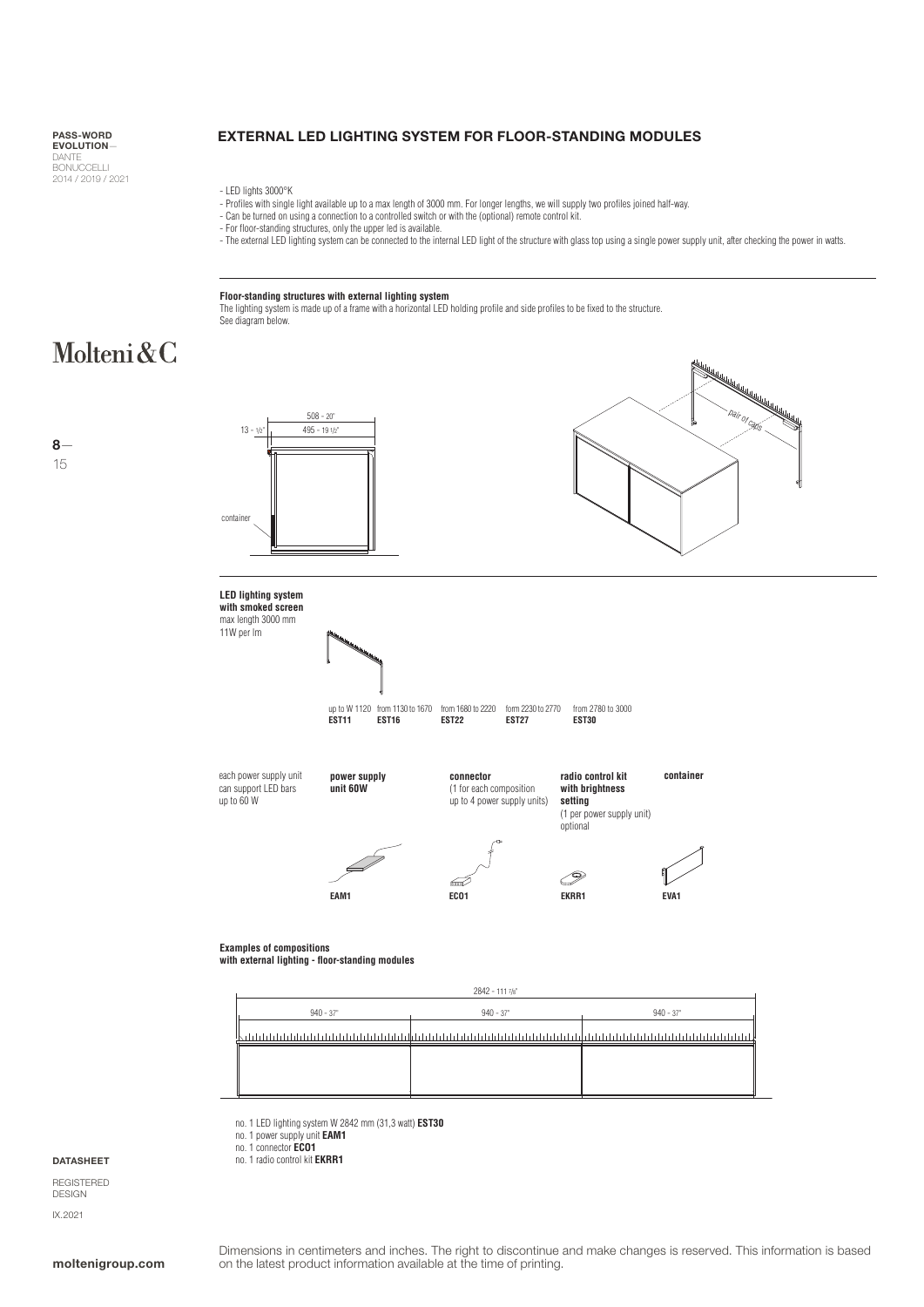**PASS-WORD EVOLUTION**—
DANTE BONUCCELLI
2014 / 2019 / 2021

## EXTERNAL LED LIGHTING SYSTEM FOR FLOOR-STANDING MODULES

- LED lights 3000°K
- Profiles with single light available up to a max length of 3000 mm. For longer lengths, we will supply two profiles joined half-way.
- Can be turned on using a connection to a controlled switch or with the (optional) remote control kit.
- For floor-standing structures, only the upper led is available.
- The external LED lighting system can be connected to the internal LED light of the structure with glass top using a single power supply unit, after checking the power in watts.

**Floor-standing structures with external lighting system**
The lighting system is made up of a frame with a horizontal LED holding profile and side profiles to be fixed to the structure.
See diagram below.

508 - 20"
13 - 1/2"
495 - 19 1/2"
container

pair of caps

**LED lighting system with smoked screen**
max length 3000 mm
11W per lm

| up to W 1120 | from 1130 to 1670 | from 1680 to 2220 | form 2230 to 2770 | from 2780 to 3000 |
|---|---|---|---|---|
| **EST11** | **EST16** | **EST22** | **EST27** | **EST30** |

each power supply unit can support LED bars up to 60 W

| power supply unit 60W | connector (1 for each composition up to 4 power supply units) | radio control kit with brightness setting (1 per power supply unit) optional | container |
|---|---|---|---|
| **EAM1** | **ECO1** | **EKRR1** | **EVA1** |

**Examples of compositions with external lighting - floor-standing modules**

2842 - 111 7/8"
940 - 37" | 940 - 37" | 940 - 37"

no. 1 LED lighting system W 2842 mm (31,3 watt) **EST30**
no. 1 power supply unit **EAM1**
no. 1 connector **ECO1**
no. 1 radio control kit **EKRR1**

**DATASHEET**

REGISTERED DESIGN

IX.2021

Dimensions in centimeters and inches. The right to discontinue and make changes is reserved. This information is based on the latest product information available at the time of printing.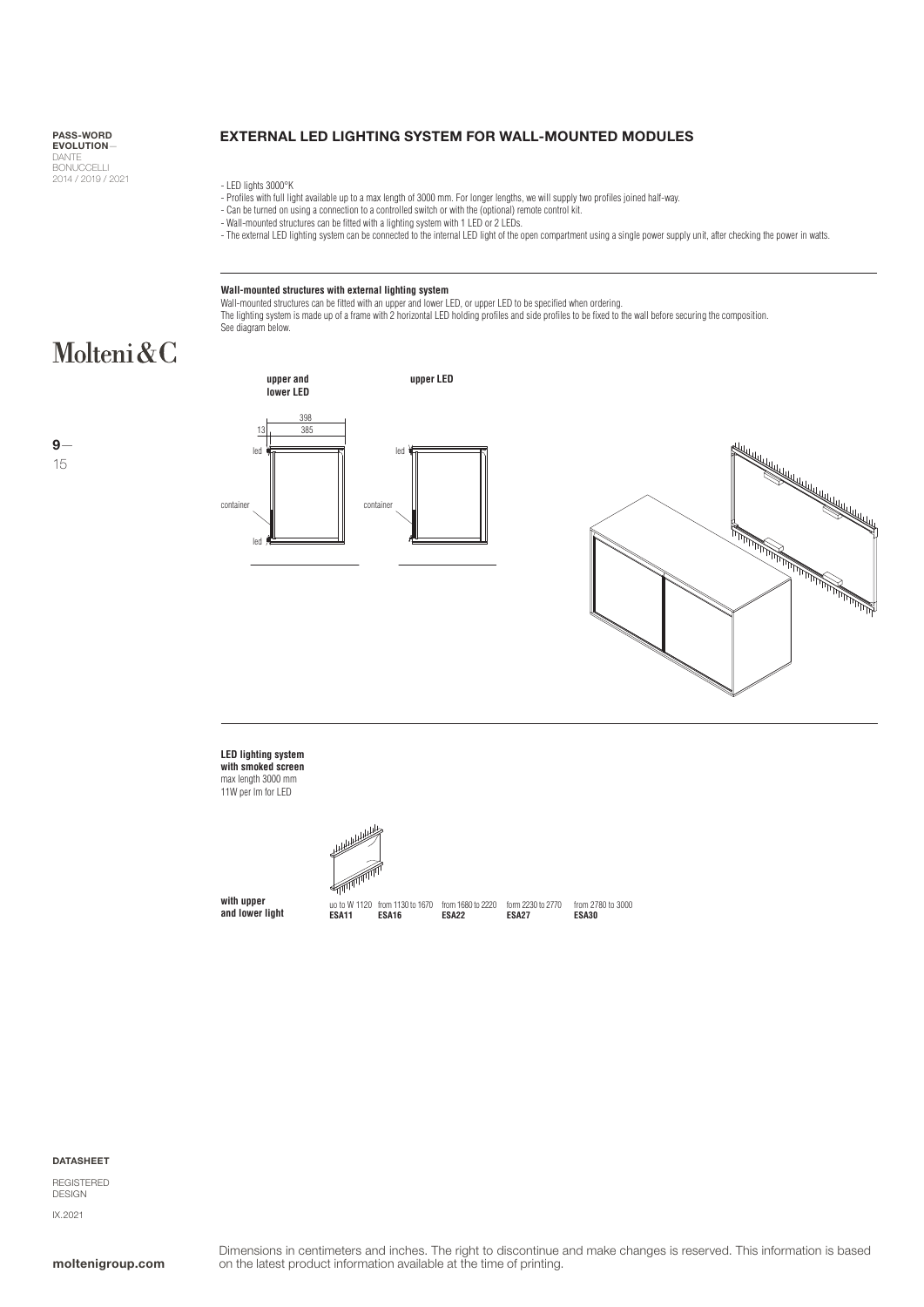PASS-WORD EVOLUTION—
DANTE BONUCCELLI
2014 / 2019 / 2021

Molteni&C

## EXTERNAL LED LIGHTING SYSTEM FOR WALL-MOUNTED MODULES

- LED lights 3000°K
- Profiles with full light available up to a max length of 3000 mm. For longer lengths, we will supply two profiles joined half-way.
- Can be turned on using a connection to a controlled switch or with the (optional) remote control kit.
- Wall-mounted structures can be fitted with a lighting system with 1 LED or 2 LEDs.
- The external LED lighting system can be connected to the internal LED light of the open compartment using a single power supply unit, after checking the power in watts.

**Wall-mounted structures with external lighting system**
Wall-mounted structures can be fitted with an upper and lower LED, or upper LED to be specified when ordering.
The lighting system is made up of a frame with 2 horizontal LED holding profiles and side profiles to be fixed to the wall before securing the composition.
See diagram below.

**upper and lower LED** — 398, 13, 385, led, container, led

**upper LED** — led, container

**LED lighting system with smoked screen**
max length 3000 mm
11W per lm for LED

| **with upper and lower light** | uo to W 1120 | from 1130 to 1670 | from 1680 to 2220 | form 2230 to 2770 | from 2780 to 3000 |
|---|---|---|---|---|---|
| | **ESA11** | **ESA16** | **ESA22** | **ESA27** | **ESA30** |

**DATASHEET**

REGISTERED DESIGN

IX.2021

**moltenigroup.com**

Dimensions in centimeters and inches. The right to discontinue and make changes is reserved. This information is based on the latest product information available at the time of printing.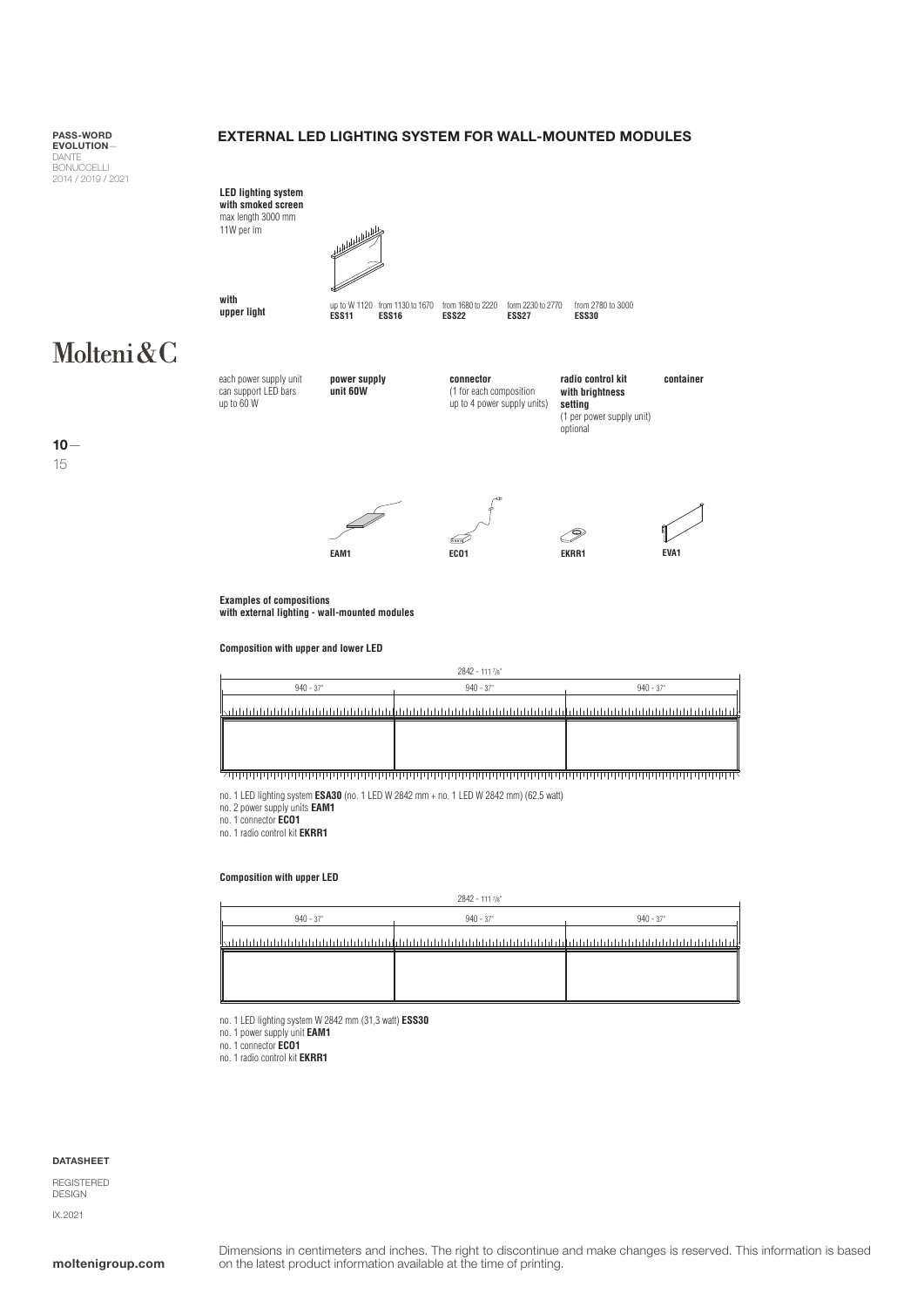# EXTERNAL LED LIGHTING SYSTEM FOR WALL-MOUNTED MODULES

**LED lighting system with smoked screen**
max length 3000 mm
11W per lm

**with upper light**

| up to W 1120 | from 1130 to 1670 | from 1680 to 2220 | form 2230 to 2770 | from 2780 to 3000 |
|---|---|---|---|---|
| **ESS11** | **ESS16** | **ESS22** | **ESS27** | **ESS30** |

each power supply unit can support LED bars up to 60 W

| power supply unit 60W | connector (1 for each composition up to 4 power supply units) | radio control kit with brightness setting (1 per power supply unit) optional | container |
|---|---|---|---|
| **EAM1** | **ECO1** | **EKRR1** | **EVA1** |

**Examples of compositions with external lighting - wall-mounted modules**

**Composition with upper and lower LED**

2842 - 111 7/8"
940 - 37" | 940 - 37" | 940 - 37"

no. 1 LED lighting system **ESA30** (no. 1 LED W 2842 mm + no. 1 LED W 2842 mm) (62,5 watt)
no. 2 power supply units **EAM1**
no. 1 connector **ECO1**
no. 1 radio control kit **EKRR1**

**Composition with upper LED**

2842 - 111 7/8"
940 - 37" | 940 - 37" | 940 - 37"

no. 1 LED lighting system W 2842 mm (31,3 watt) **ESS30**
no. 1 power supply unit **EAM1**
no. 1 connector **ECO1**
no. 1 radio control kit **EKRR1**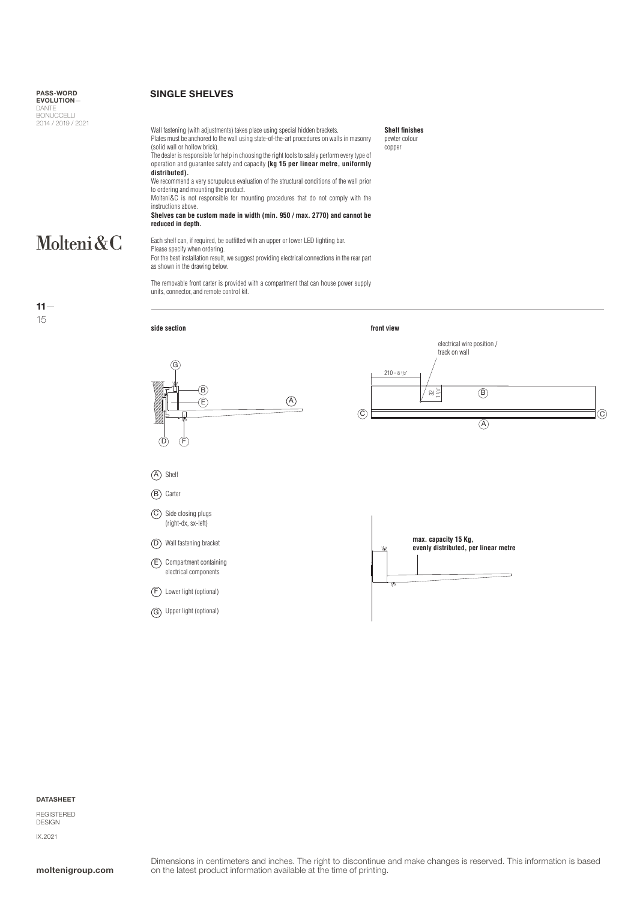PASS-WORD EVOLUTION—
DANTE BONUCCELLI
2014 / 2019 / 2021

Molteni&C

## SINGLE SHELVES

Wall fastening (with adjustments) takes place using special hidden brackets.
Plates must be anchored to the wall using state-of-the-art procedures on walls in masonry (solid wall or hollow brick).
The dealer is responsible for help in choosing the right tools to safely perform every type of operation and guarantee safety and capacity **(kg 15 per linear metre, uniformly distributed).**
We recommend a very scrupulous evaluation of the structural conditions of the wall prior to ordering and mounting the product.
Molteni&C is not responsible for mounting procedures that do not comply with the instructions above.
**Shelves can be custom made in width (min. 950 / max. 2770) and cannot be reduced in depth.**

Each shelf can, if required, be outfitted with an upper or lower LED lighting bar.
Please specify when ordering.
For the best installation result, we suggest providing electrical connections in the rear part as shown in the drawing below.

The removable front carter is provided with a compartment that can house power supply units, connector, and remote control kit.

**Shelf finishes**
pewter colour
copper

**side section**

**front view**

electrical wire position / track on wall

210 - 8 1/2"

32 1 1/4"

- (A) Shelf
- (B) Carter
- (C) Side closing plugs (right-dx, sx-left)
- (D) Wall fastening bracket
- (E) Compartment containing electrical components
- (F) Lower light (optional)
- (G) Upper light (optional)

**max. capacity 15 Kg, evenly distributed, per linear metre**

**DATASHEET**

REGISTERED DESIGN

IX.2021

**moltenigroup.com**

Dimensions in centimeters and inches. The right to discontinue and make changes is reserved. This information is based on the latest product information available at the time of printing.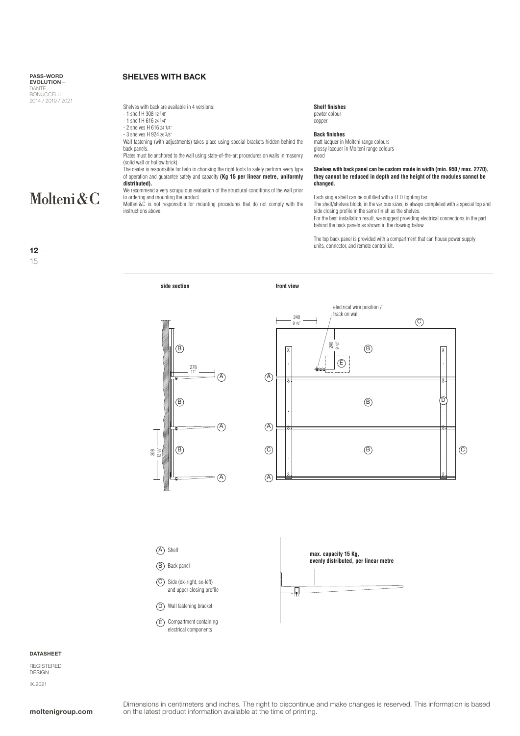# SHELVES WITH BACK

Shelves with back are available in 4 versions:

- 1 shelf H 308 12 1/8"
- 1 shelf H 616 24 1/4"
- 2 shelves H 616 24 1/4"
- 3 shelves H 924 36 3/8"

Wall fastening (with adjustments) takes place using special brackets hidden behind the back panels.

Plates must be anchored to the wall using state-of-the-art procedures on walls in masonry (solid wall or hollow brick).

The dealer is responsible for help in choosing the right tools to safely perform every type of operation and guarantee safety and capacity **(Kg 15 per linear metre, uniformly distributed).**

We recommend a very scrupulous evaluation of the structural conditions of the wall prior to ordering and mounting the product.

Molteni&C is not responsible for mounting procedures that do not comply with the instructions above.

**Shelf finishes**
pewter colour
copper

**Back finishes**
matt lacquer in Molteni range colours
glossy lacquer in Molteni range colours
wood

**Shelves with back panel can be custom made in width (min. 950 / max. 2770), they cannot be reduced in depth and the height of the modules cannot be changed.**

Each single shelf can be outfitted with a LED lighting bar.
The shelf/shelves block, in the various sizes, is always completed with a special top and side closing profile in the same finish as the shelves.
For the best installation result, we suggest providing electrical connections in the part behind the back panels as shown in the drawing below.

The top back panel is provided with a compartment that can house power supply units, connector, and remote control kit.

side section — front view

electrical wire position / track on wall

240 9 1/2" — 240 9 1/2" — 278 11" — 308 12 1/8"

- (A) Shelf
- (B) Back panel
- (C) Side (dx-right, sx-left) and upper closing profile
- (D) Wall fastening bracket
- (E) Compartment containing electrical components

**max. capacity 15 Kg, evenly distributed, per linear metre**

Dimensions in centimeters and inches. The right to discontinue and make changes is reserved. This information is based on the latest product information available at the time of printing.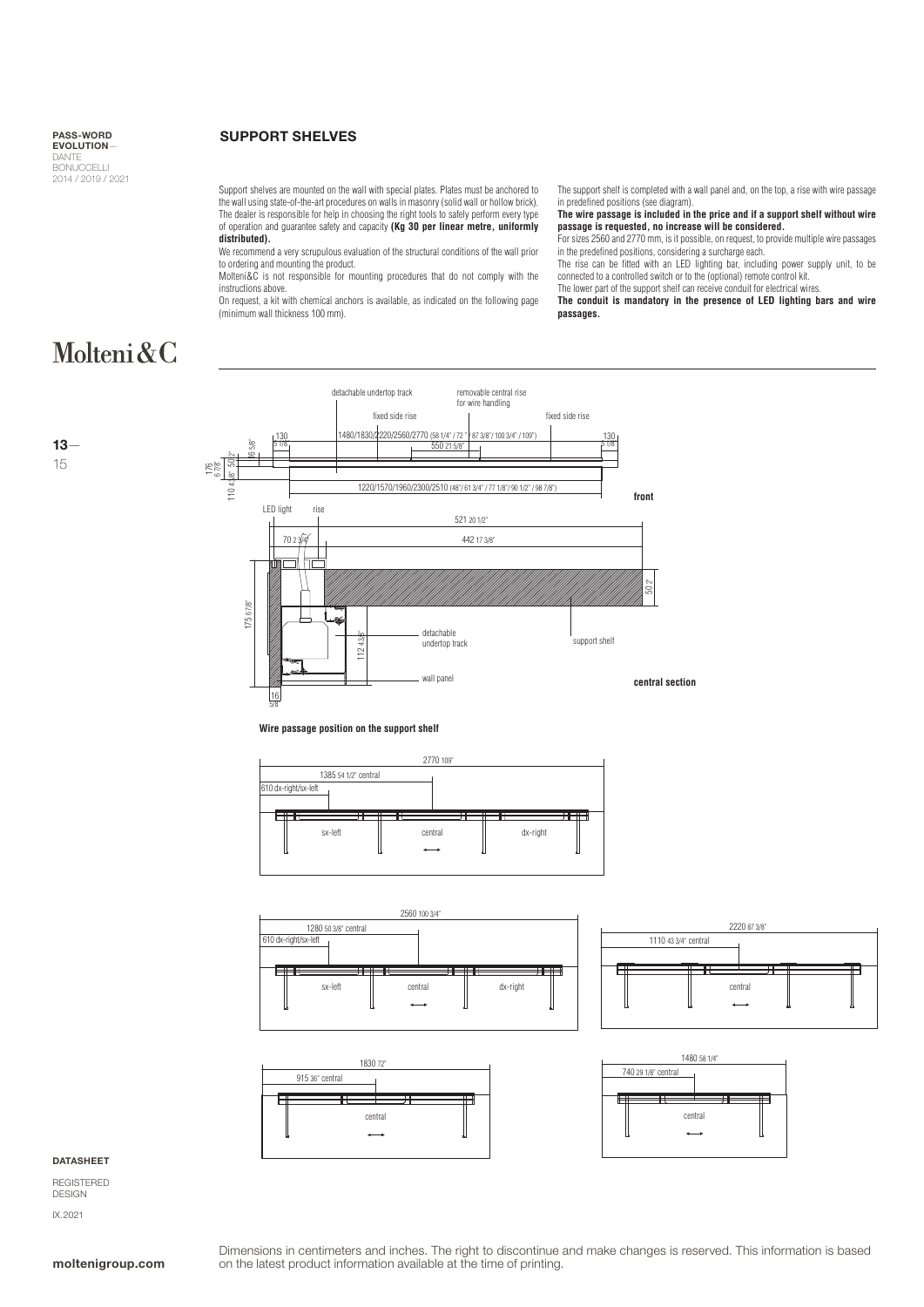**PASS-WORD EVOLUTION**—
DANTE BONUCCELLI
2014 / 2019 / 2021

## SUPPORT SHELVES

Support shelves are mounted on the wall with special plates. Plates must be anchored to the wall using state-of-the-art procedures on walls in masonry (solid wall or hollow brick). The dealer is responsible for help in choosing the right tools to safely perform every type of operation and guarantee safety and capacity **(Kg 30 per linear metre, uniformly distributed).**

We recommend a very scrupulous evaluation of the structural conditions of the wall prior to ordering and mounting the product.

Molteni&C is not responsible for mounting procedures that do not comply with the instructions above.

On request, a kit with chemical anchors is available, as indicated on the following page (minimum wall thickness 100 mm).

The support shelf is completed with a wall panel and, on the top, a rise with wire passage in predefined positions (see diagram).

**The wire passage is included in the price and if a support shelf without wire passage is requested, no increase will be considered.**

For sizes 2560 and 2770 mm, is it possible, on request, to provide multiple wire passages in the predefined positions, considering a surcharge each.

The rise can be fitted with an LED lighting bar, including power supply unit, to be connected to a controlled switch or to the (optional) remote control kit.

The lower part of the support shelf can receive conduit for electrical wires.

**The conduit is mandatory in the presence of LED lighting bars and wire passages.**

Molteni&C

detachable undertop track — removable central rise for wire handling — fixed side rise — fixed side rise

130 5 1/8" — 1480/1830/2220/2560/2770 (58 1/4" / 72" / 87 3/8" / 100 3/4" / 109") — 550 21 5/8" — 130 5 1/8"

1220/1570/1960/2300/2510 (48" / 61 3/4" / 77 1/8" / 90 1/2" / 98 7/8")

176 6 7/8" — 110 4 3/8" — 50 2" — 16 5/8"

**front**

LED light — rise — 521 20 1/2" — 70 2 3/4" — 442 17 3/8" — 50 2" — 175 6 7/8" — 112 4 3/8" — detachable undertop track — support shelf — wall panel — 16 5/8"

**central section**

**Wire passage position on the support shelf**

2770 109" — 1385 54 1/2" central — 610 dx-right/sx-left — sx-left — central — dx-right

2560 100 3/4" — 1280 50 3/8" central — 610 dx-right/sx-left — sx-left — central — dx-right

2220 87 3/8" — 1110 43 3/4" central — central

1830 72" — 915 36" central — central

1480 58 1/4" — 740 29 1/8" central — central

**DATASHEET**

REGISTERED DESIGN

IX.2021

Dimensions in centimeters and inches. The right to discontinue and make changes is reserved. This information is based on the latest product information available at the time of printing.

**moltenigroup.com**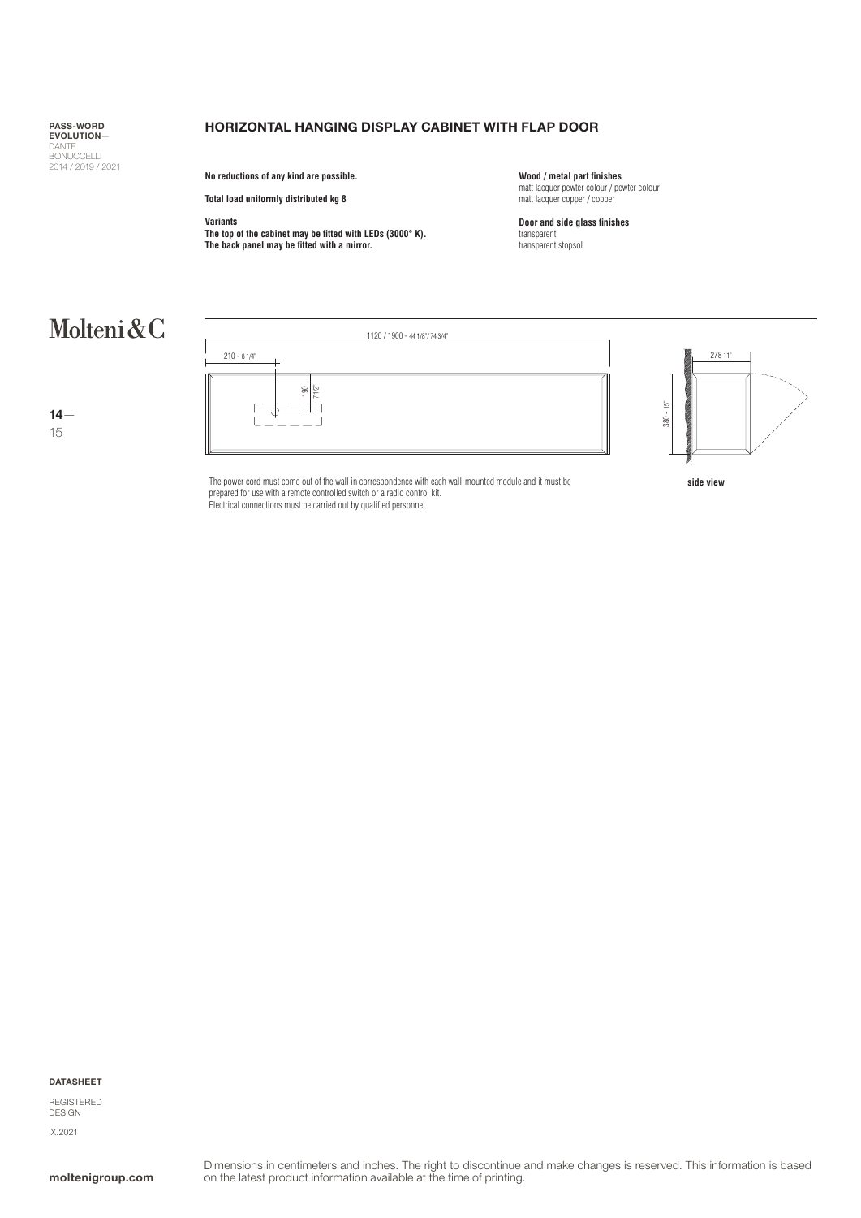**PASS-WORD EVOLUTION**—
DANTE
BONUCCELLI
2014 / 2019 / 2021

## HORIZONTAL HANGING DISPLAY CABINET WITH FLAP DOOR

**No reductions of any kind are possible.**

**Total load uniformly distributed kg 8**

**Variants**
**The top of the cabinet may be fitted with LEDs (3000° K).**
**The back panel may be fitted with a mirror.**

**Wood / metal part finishes**
matt lacquer pewter colour / pewter colour
matt lacquer copper / copper

**Door and side glass finishes**
transparent
transparent stopsol

Molteni&C

1120 / 1900 - 44 1/8"/ 74 3/4"

210 - 8 1/4"

190 - 7 1/2"

278 11"

380 - 15"

The power cord must come out of the wall in correspondence with each wall-mounted module and it must be prepared for use with a remote controlled switch or a radio control kit.
Electrical connections must be carried out by qualified personnel.

**side view**

**DATASHEET**

REGISTERED
DESIGN

IX.2021

**moltenigroup.com**

Dimensions in centimeters and inches. The right to discontinue and make changes is reserved. This information is based on the latest product information available at the time of printing.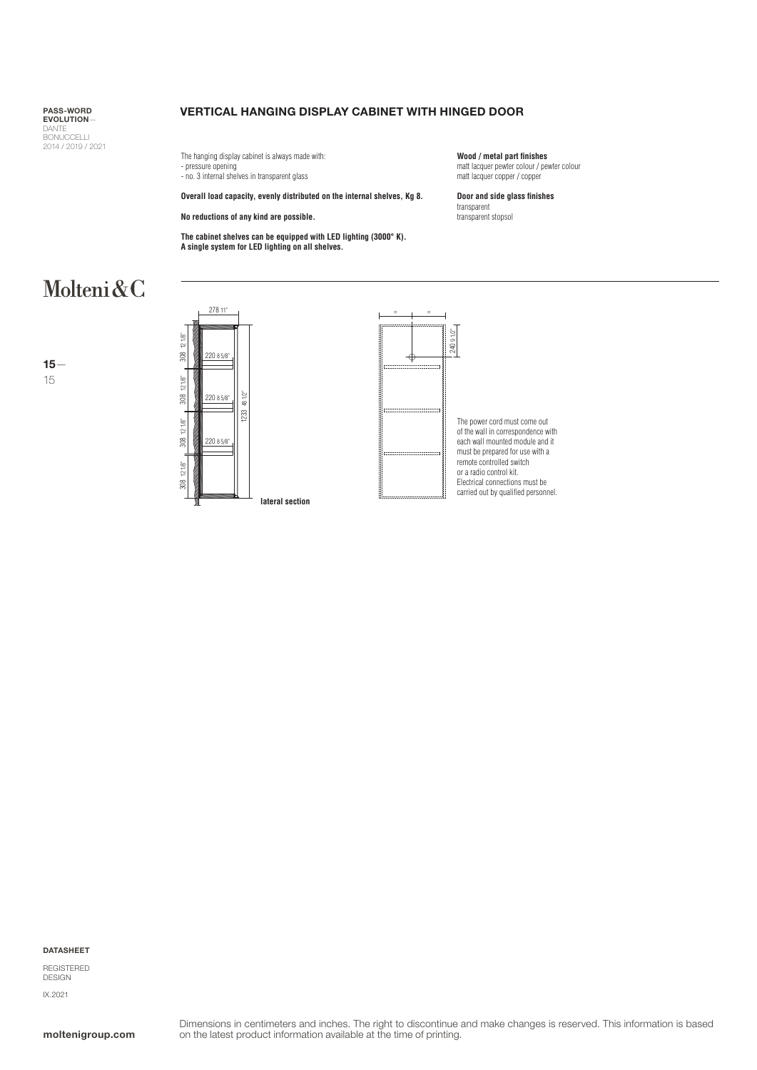**PASS-WORD EVOLUTION**—
DANTE
BONUCCELLI
2014 / 2019 / 2021

## VERTICAL HANGING DISPLAY CABINET WITH HINGED DOOR

The hanging display cabinet is always made with:
- pressure opening
- no. 3 internal shelves in transparent glass

**Overall load capacity, evenly distributed on the internal shelves, Kg 8.**

**No reductions of any kind are possible.**

**The cabinet shelves can be equipped with LED lighting (3000° K). A single system for LED lighting on all shelves.**

**Wood / metal part finishes**
matt lacquer pewter colour / pewter colour
matt lacquer copper / copper

**Door and side glass finishes**
transparent
transparent stopsol

Molteni&C

278 11"
308 12 1/8"
220 8 5/8"
308 12 1/8"
220 8 5/8"
1233 48 1/2"
308 12 1/8"
220 8 5/8"
308 12 1/8"
lateral section

= =
240 9 1/2"

The power cord must come out of the wall in correspondence with each wall mounted module and it must be prepared for use with a remote controlled switch or a radio control kit.
Electrical connections must be carried out by qualified personnel.

**DATASHEET**

REGISTERED DESIGN

IX.2021

**moltenigroup.com**

Dimensions in centimeters and inches. The right to discontinue and make changes is reserved. This information is based on the latest product information available at the time of printing.